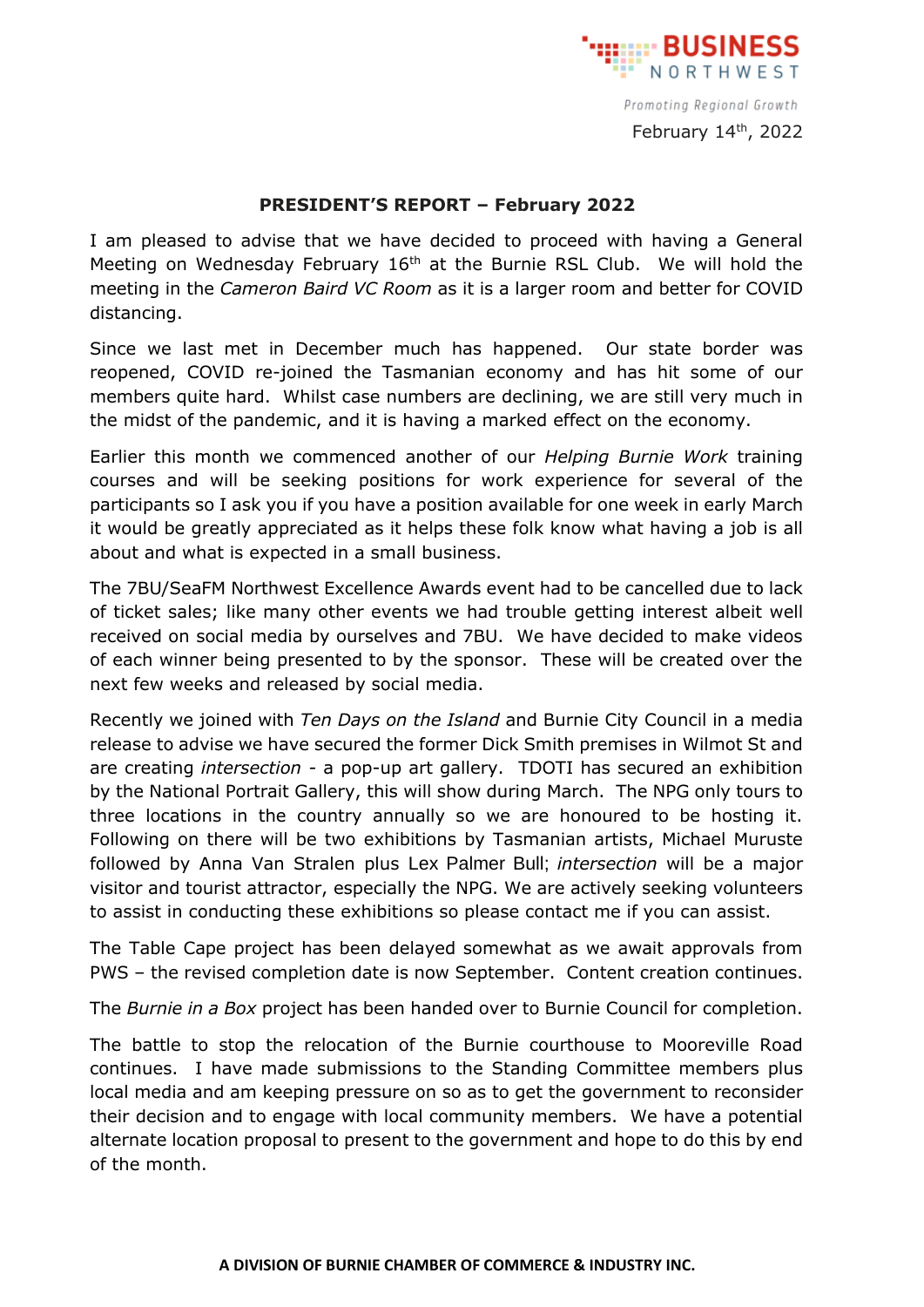BUSINESS NORTHWEST

*Promoting Regional Growth*

February 14th, 2022

**PRESIDENT'S REPORT – February 2022**

I am pleased to advise that we have decided to proceed with having a General Meeting on Wednesday February 16th at the Burnie RSL Club. We will hold the meeting in the *Cameron Baird VC Room* as it is a larger room and better for COVID distancing.

Since we last met in December much has happened. Our state border was reopened, COVID re-joined the Tasmanian economy and has hit some of our members quite hard. Whilst case numbers are declining, we are still very much in the midst of the pandemic, and it is having a marked effect on the economy.

Earlier this month we commenced another of our *Helping Burnie Work* training courses and will be seeking positions for work experience for several of the participants so I ask you if you have a position available for one week in early March it would be greatly appreciated as it helps these folk know what having a job is all about and what is expected in a small business.

The 7BU/SeaFM Northwest Excellence Awards event had to be cancelled due to lack of ticket sales; like many other events we had trouble getting interest albeit well received on social media by ourselves and 7BU. We have decided to make videos of each winner being presented to by the sponsor. These will be created over the next few weeks and released by social media.

Recently we joined with *Ten Days on the Island* and Burnie City Council in a media release to advise we have secured the former Dick Smith premises in Wilmot St and are creating *intersection* - a pop-up art gallery. TDOTI has secured an exhibition by the National Portrait Gallery, this will show during March. The NPG only tours to three locations in the country annually so we are honoured to be hosting it. Following on there will be two exhibitions by Tasmanian artists, Michael Muruste followed by Anna Van Stralen plus Lex Palmer Bull; *intersection* will be a major visitor and tourist attractor, especially the NPG. We are actively seeking volunteers to assist in conducting these exhibitions so please contact me if you can assist.

The Table Cape project has been delayed somewhat as we await approvals from PWS – the revised completion date is now September. Content creation continues.

The *Burnie in a Box* project has been handed over to Burnie Council for completion.

The battle to stop the relocation of the Burnie courthouse to Mooreville Road continues. I have made submissions to the Standing Committee members plus local media and am keeping pressure on so as to get the government to reconsider their decision and to engage with local community members. We have a potential alternate location proposal to present to the government and hope to do this by end of the month.

**A DIVISION OF BURNIE CHAMBER OF COMMERCE & INDUSTRY INC.**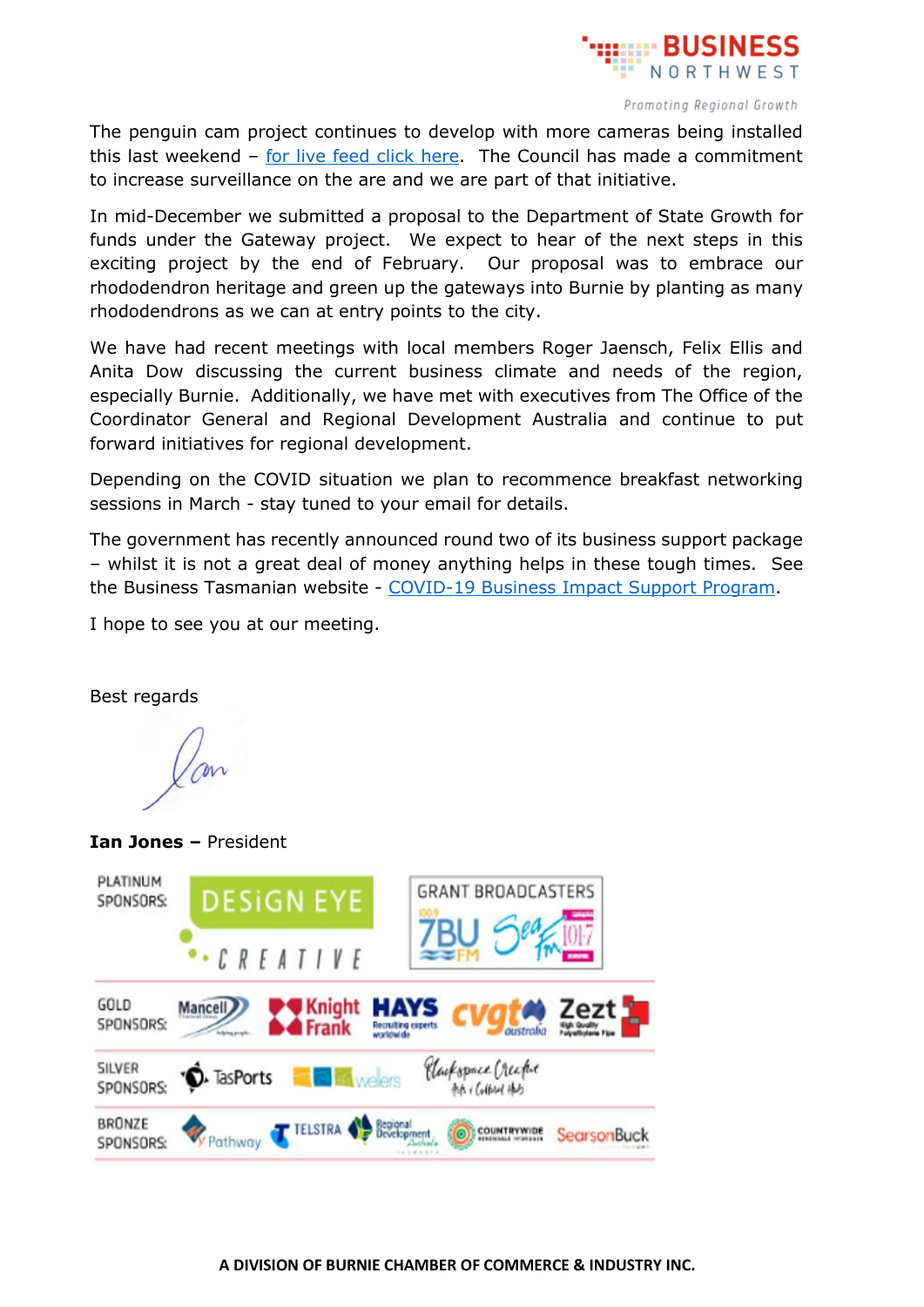The penguin cam project continues to develop with more cameras being installed this last weekend – for live feed click here. The Council has made a commitment to increase surveillance on the are and we are part of that initiative.

In mid-December we submitted a proposal to the Department of State Growth for funds under the Gateway project. We expect to hear of the next steps in this exciting project by the end of February. Our proposal was to embrace our rhododendron heritage and green up the gateways into Burnie by planting as many rhododendrons as we can at entry points to the city.

We have had recent meetings with local members Roger Jaensch, Felix Ellis and Anita Dow discussing the current business climate and needs of the region, especially Burnie. Additionally, we have met with executives from The Office of the Coordinator General and Regional Development Australia and continue to put forward initiatives for regional development.

Depending on the COVID situation we plan to recommence breakfast networking sessions in March - stay tuned to your email for details.

The government has recently announced round two of its business support package – whilst it is not a great deal of money anything helps in these tough times. See the Business Tasmanian website - COVID-19 Business Impact Support Program.

I hope to see you at our meeting.

Best regards

**Ian Jones –** President

PLATINUM SPONSORS: DESiGN EYE CREATIVE; GRANT BROADCASTERS 7BU Sea FM

GOLD SPONSORS: Mancell, Knight Frank, HAYS, cvgt australia, Zezt

SILVER SPONSORS: TasPorts, welers, Blackspace Creative

BRONZE SPONSORS: Pathway, Telstra, Regional Development Australia, Countrywide, SearsonBuck

A DIVISION OF BURNIE CHAMBER OF COMMERCE & INDUSTRY INC.